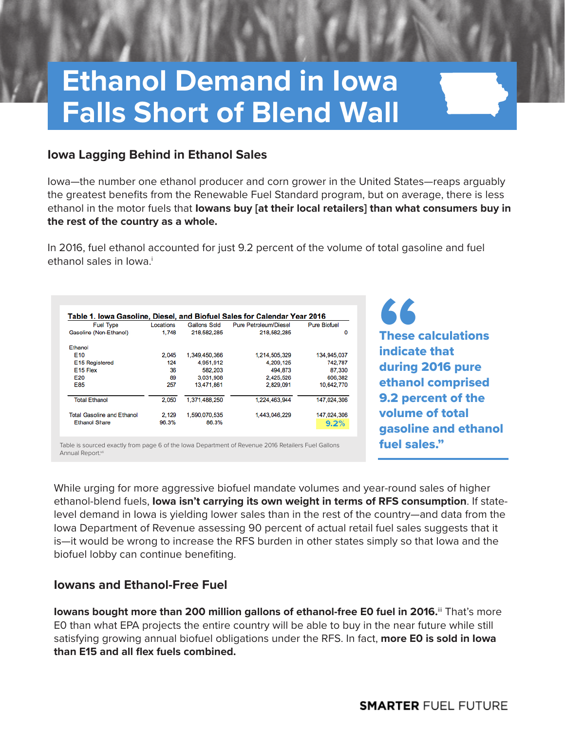# Ethanol Demand in Iowa Falls Short of Blend Wall

## Iowa Lagging Behind in Ethanol Sales

Iowa—the number one ethanol producer and corn grower in the United States—reaps arguably the greatest benefits from the Renewable Fuel Standard program, but on average, there is less ethanol in the motor fuels that **Iowans buy [at their local retailers] than what consumers buy in the rest of the country as a whole.**

In 2016, fuel ethanol accounted for just 9.2 percent of the volume of total gasoline and fuel ethanol sales in Iowa.[i]

**Table 1. Iowa Gasoline, Diesel, and Biofuel Sales for Calendar Year 2016**

| Fuel Type | Locations | Gallons Sold | Pure Petroleum/Diesel | Pure Biofuel |
|---|---|---|---|---|
| Gasoline (Non-Ethanol) | 1,748 | 218,582,285 | 218,582,285 | 0 |
| Ethanol | | | | |
| E10 | 2,045 | 1,349,450,366 | 1,214,505,329 | 134,945,037 |
| E15 Registered | 124 | 4,951,912 | 4,209,125 | 742,787 |
| E15 Flex | 36 | 582,203 | 494,873 | 87,330 |
| E20 | 89 | 3,031,908 | 2,425,526 | 606,382 |
| E85 | 257 | 13,471,861 | 2,829,091 | 10,642,770 |
| Total Ethanol | 2,050 | 1,371,488,250 | 1,224,463,944 | 147,024,306 |
| Total Gasoline and Ethanol | 2,129 | 1,590,070,535 | 1,443,046,229 | 147,024,306 |
| Ethanol Share | 96.3% | 86.3% | | 9.2% |

Table is sourced exactly from page 6 of the Iowa Department of Revenue 2016 Retailers Fuel Gallons Annual Report.[vii]

> **"These calculations indicate that during 2016 pure ethanol comprised 9.2 percent of the volume of total gasoline and ethanol fuel sales."**

While urging for more aggressive biofuel mandate volumes and year-round sales of higher ethanol-blend fuels, **Iowa isn't carrying its own weight in terms of RFS consumption**. If state-level demand in Iowa is yielding lower sales than in the rest of the country—and data from the Iowa Department of Revenue assessing 90 percent of actual retail fuel sales suggests that it is—it would be wrong to increase the RFS burden in other states simply so that Iowa and the biofuel lobby can continue benefiting.

## Iowans and Ethanol-Free Fuel

**Iowans bought more than 200 million gallons of ethanol-free E0 fuel in 2016.**[iii] That's more E0 than what EPA projects the entire country will be able to buy in the near future while still satisfying growing annual biofuel obligations under the RFS. In fact, **more E0 is sold in Iowa than E15 and all flex fuels combined.**

**SMARTER** FUEL FUTURE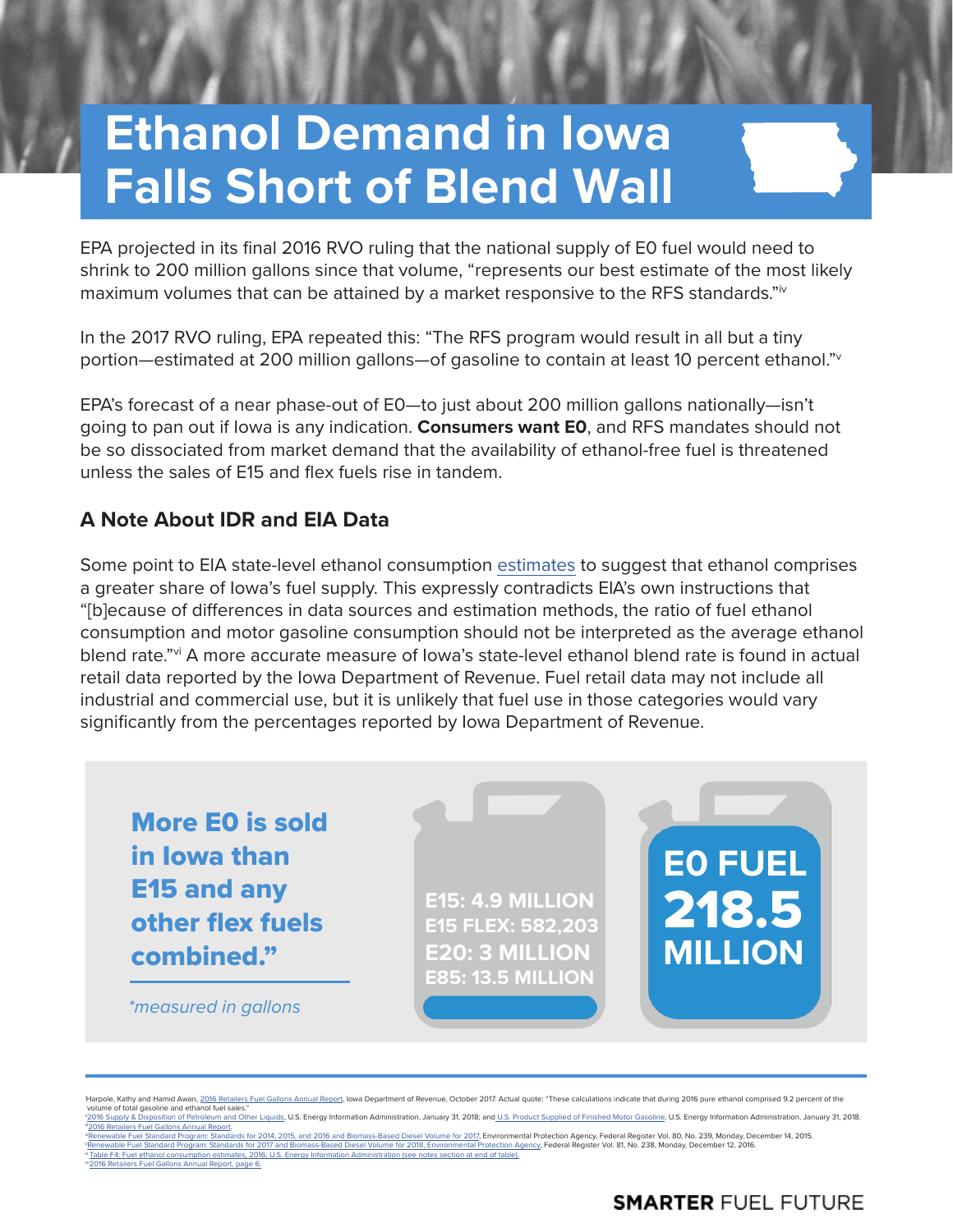# Ethanol Demand in Iowa Falls Short of Blend Wall

EPA projected in its final 2016 RVO ruling that the national supply of E0 fuel would need to shrink to 200 million gallons since that volume, "represents our best estimate of the most likely maximum volumes that can be attained by a market responsive to the RFS standards."[iv]

In the 2017 RVO ruling, EPA repeated this: "The RFS program would result in all but a tiny portion—estimated at 200 million gallons—of gasoline to contain at least 10 percent ethanol."[v]

EPA's forecast of a near phase-out of E0—to just about 200 million gallons nationally—isn't going to pan out if Iowa is any indication. **Consumers want E0**, and RFS mandates should not be so dissociated from market demand that the availability of ethanol-free fuel is threatened unless the sales of E15 and flex fuels rise in tandem.

## A Note About IDR and EIA Data

Some point to EIA state-level ethanol consumption estimates to suggest that ethanol comprises a greater share of Iowa's fuel supply. This expressly contradicts EIA's own instructions that "[b]ecause of differences in data sources and estimation methods, the ratio of fuel ethanol consumption and motor gasoline consumption should not be interpreted as the average ethanol blend rate."[vi] A more accurate measure of Iowa's state-level ethanol blend rate is found in actual retail data reported by the Iowa Department of Revenue. Fuel retail data may not include all industrial and commercial use, but it is unlikely that fuel use in those categories would vary significantly from the percentages reported by Iowa Department of Revenue.

**More E0 is sold in Iowa than E15 and any other flex fuels combined."**

*\*measured in gallons*

E15: 4.9 MILLION
E15 FLEX: 582,203
E20: 3 MILLION
E85: 13.5 MILLION

E0 FUEL
218.5
MILLION

---

[i] Harpole, Kathy and Hamid Awan, 2016 Retailers Fuel Gallons Annual Report, Iowa Department of Revenue, October 2017. Actual quote: "These calculations indicate that during 2016 pure ethanol comprised 9.2 percent of the volume of total gasoline and ethanol fuel sales."
[ii] 2016 Supply & Disposition of Petroleum and Other Liquids, U.S. Energy Information Administration, January 31, 2018; and U.S. Product Supplied of Finished Motor Gasoline, U.S. Energy Information Administration, January 31, 2018.
[iii] 2016 Retailers Fuel Gallons Annual Report.
[iv] Renewable Fuel Standard Program: Standards for 2014, 2015, and 2016 and Biomass-Based Diesel Volume for 2017, Environmental Protection Agency, Federal Register Vol. 80, No. 239, Monday, December 14, 2015.
[v] Renewable Fuel Standard Program: Standards for 2017 and Biomass-Based Diesel Volume for 2018, Environmental Protection Agency, Federal Register Vol. 81, No. 238, Monday, December 12, 2016.
[vi] Table F4: Fuel ethanol consumption estimates, 2016, U.S. Energy Information Administration (see notes section at end of table).
[vii] 2016 Retailers Fuel Gallons Annual Report, page 6.